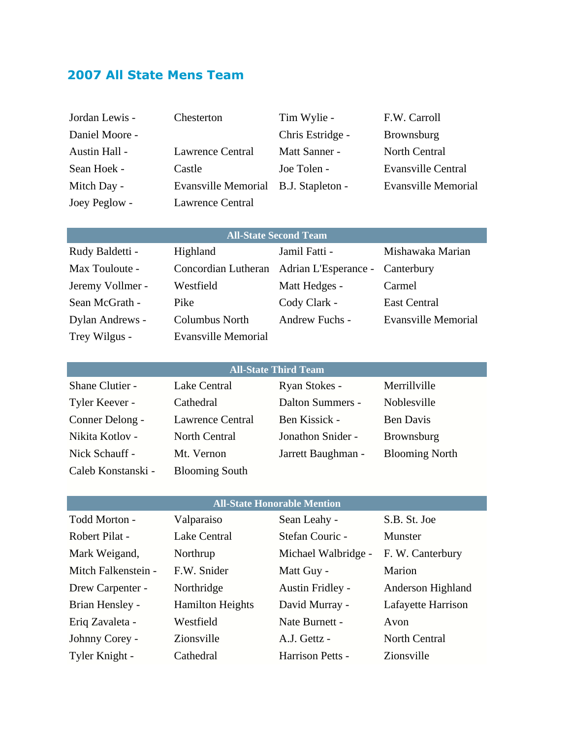## 2007 All State Mens Team

| | | | |
|---|---|---|---|
| Jordan Lewis - | Chesterton | Tim Wylie - | F.W. Carroll |
| Daniel Moore - | | Chris Estridge - | Brownsburg |
| Austin Hall - | Lawrence Central | Matt Sanner - | North Central |
| Sean Hoek - | Castle | Joe Tolen - | Evansville Central |
| Mitch Day - | Evansville Memorial | B.J. Stapleton - | Evansville Memorial |
| Joey Peglow - | Lawrence Central | | |

| All-State Second Team | | | |
|---|---|---|---|
| Rudy Baldetti - | Highland | Jamil Fatti - | Mishawaka Marian |
| Max Touloute - | Concordian Lutheran | Adrian L'Esperance - | Canterbury |
| Jeremy Vollmer - | Westfield | Matt Hedges - | Carmel |
| Sean McGrath - | Pike | Cody Clark - | East Central |
| Dylan Andrews - | Columbus North | Andrew Fuchs - | Evansville Memorial |
| Trey Wilgus - | Evansville Memorial | | |

| All-State Third Team | | | |
|---|---|---|---|
| Shane Clutier - | Lake Central | Ryan Stokes - | Merrillville |
| Tyler Keever - | Cathedral | Dalton Summers - | Noblesville |
| Conner Delong - | Lawrence Central | Ben Kissick - | Ben Davis |
| Nikita Kotlov - | North Central | Jonathon Snider - | Brownsburg |
| Nick Schauff - | Mt. Vernon | Jarrett Baughman - | Blooming North |
| Caleb Konstanski - | Blooming South | | |

| All-State Honorable Mention | | | |
|---|---|---|---|
| Todd Morton - | Valparaiso | Sean Leahy - | S.B. St. Joe |
| Robert Pilat - | Lake Central | Stefan Couric - | Munster |
| Mark Weigand, | Northrup | Michael Walbridge - | F. W. Canterbury |
| Mitch Falkenstein - | F.W. Snider | Matt Guy - | Marion |
| Drew Carpenter - | Northridge | Austin Fridley - | Anderson Highland |
| Brian Hensley - | Hamilton Heights | David Murray - | Lafayette Harrison |
| Eriq Zavaleta - | Westfield | Nate Burnett - | Avon |
| Johnny Corey - | Zionsville | A.J. Gettz - | North Central |
| Tyler Knight - | Cathedral | Harrison Petts - | Zionsville |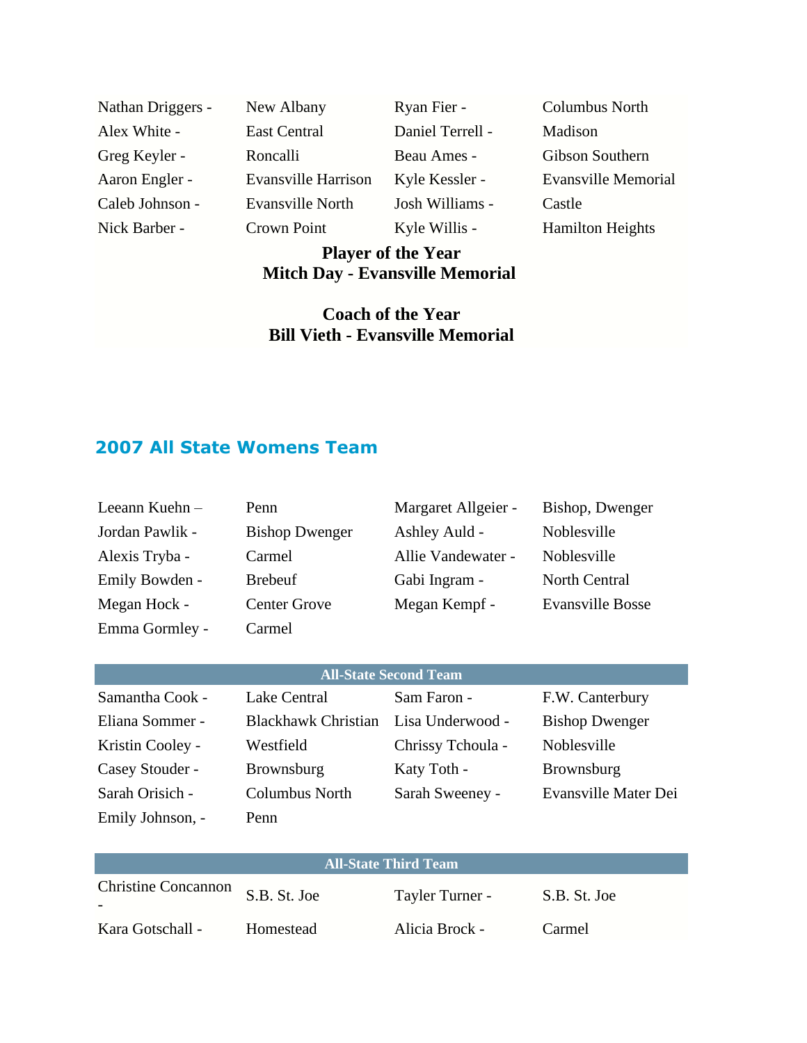| | | | |
|---|---|---|---|
| Nathan Driggers - | New Albany | Ryan Fier - | Columbus North |
| Alex White - | East Central | Daniel Terrell - | Madison |
| Greg Keyler - | Roncalli | Beau Ames - | Gibson Southern |
| Aaron Engler - | Evansville Harrison | Kyle Kessler - | Evansville Memorial |
| Caleb Johnson - | Evansville North | Josh Williams - | Castle |
| Nick Barber - | Crown Point | Kyle Willis - | Hamilton Heights |

**Player of the Year**
**Mitch Day - Evansville Memorial**

**Coach of the Year**
**Bill Vieth - Evansville Memorial**

## 2007 All State Womens Team

| | | | |
|---|---|---|---|
| Leeann Kuehn – | Penn | Margaret Allgeier - | Bishop, Dwenger |
| Jordan Pawlik - | Bishop Dwenger | Ashley Auld - | Noblesville |
| Alexis Tryba - | Carmel | Allie Vandewater - | Noblesville |
| Emily Bowden - | Brebeuf | Gabi Ingram - | North Central |
| Megan Hock - | Center Grove | Megan Kempf - | Evansville Bosse |
| Emma Gormley - | Carmel | | |

| All-State Second Team | | | |
|---|---|---|---|
| Samantha Cook - | Lake Central | Sam Faron - | F.W. Canterbury |
| Eliana Sommer - | Blackhawk Christian | Lisa Underwood - | Bishop Dwenger |
| Kristin Cooley - | Westfield | Chrissy Tchoula - | Noblesville |
| Casey Stouder - | Brownsburg | Katy Toth - | Brownsburg |
| Sarah Orisich - | Columbus North | Sarah Sweeney - | Evansville Mater Dei |
| Emily Johnson, - | Penn | | |

| All-State Third Team | | | |
|---|---|---|---|
| Christine Concannon - | S.B. St. Joe | Tayler Turner - | S.B. St. Joe |
| Kara Gotschall - | Homestead | Alicia Brock - | Carmel |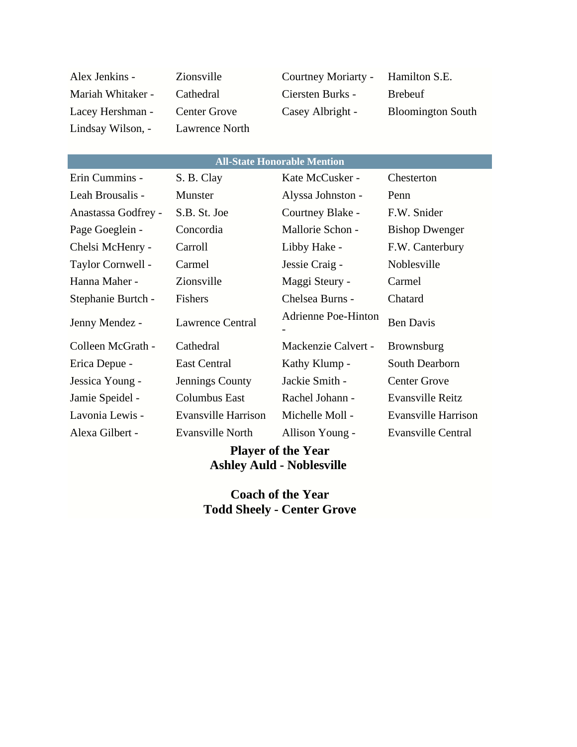| | | | |
|---|---|---|---|
| Alex Jenkins - | Zionsville | Courtney Moriarty - | Hamilton S.E. |
| Mariah Whitaker - | Cathedral | Ciersten Burks - | Brebeuf |
| Lacey Hershman - | Center Grove | Casey Albright - | Bloomington South |
| Lindsay Wilson, - | Lawrence North | | |

## All-State Honorable Mention

| | | | |
|---|---|---|---|
| Erin Cummins - | S. B. Clay | Kate McCusker - | Chesterton |
| Leah Brousalis - | Munster | Alyssa Johnston - | Penn |
| Anastassa Godfrey - | S.B. St. Joe | Courtney Blake - | F.W. Snider |
| Page Goeglein - | Concordia | Mallorie Schon - | Bishop Dwenger |
| Chelsi McHenry - | Carroll | Libby Hake - | F.W. Canterbury |
| Taylor Cornwell - | Carmel | Jessie Craig - | Noblesville |
| Hanna Maher - | Zionsville | Maggi Steury - | Carmel |
| Stephanie Burtch - | Fishers | Chelsea Burns - | Chatard |
| Jenny Mendez - | Lawrence Central | Adrienne Poe-Hinton - | Ben Davis |
| Colleen McGrath - | Cathedral | Mackenzie Calvert - | Brownsburg |
| Erica Depue - | East Central | Kathy Klump - | South Dearborn |
| Jessica Young - | Jennings County | Jackie Smith - | Center Grove |
| Jamie Speidel - | Columbus East | Rachel Johann - | Evansville Reitz |
| Lavonia Lewis - | Evansville Harrison | Michelle Moll - | Evansville Harrison |
| Alexa Gilbert - | Evansville North | Allison Young - | Evansville Central |

**Player of the Year**
**Ashley Auld - Noblesville**

**Coach of the Year**
**Todd Sheely - Center Grove**